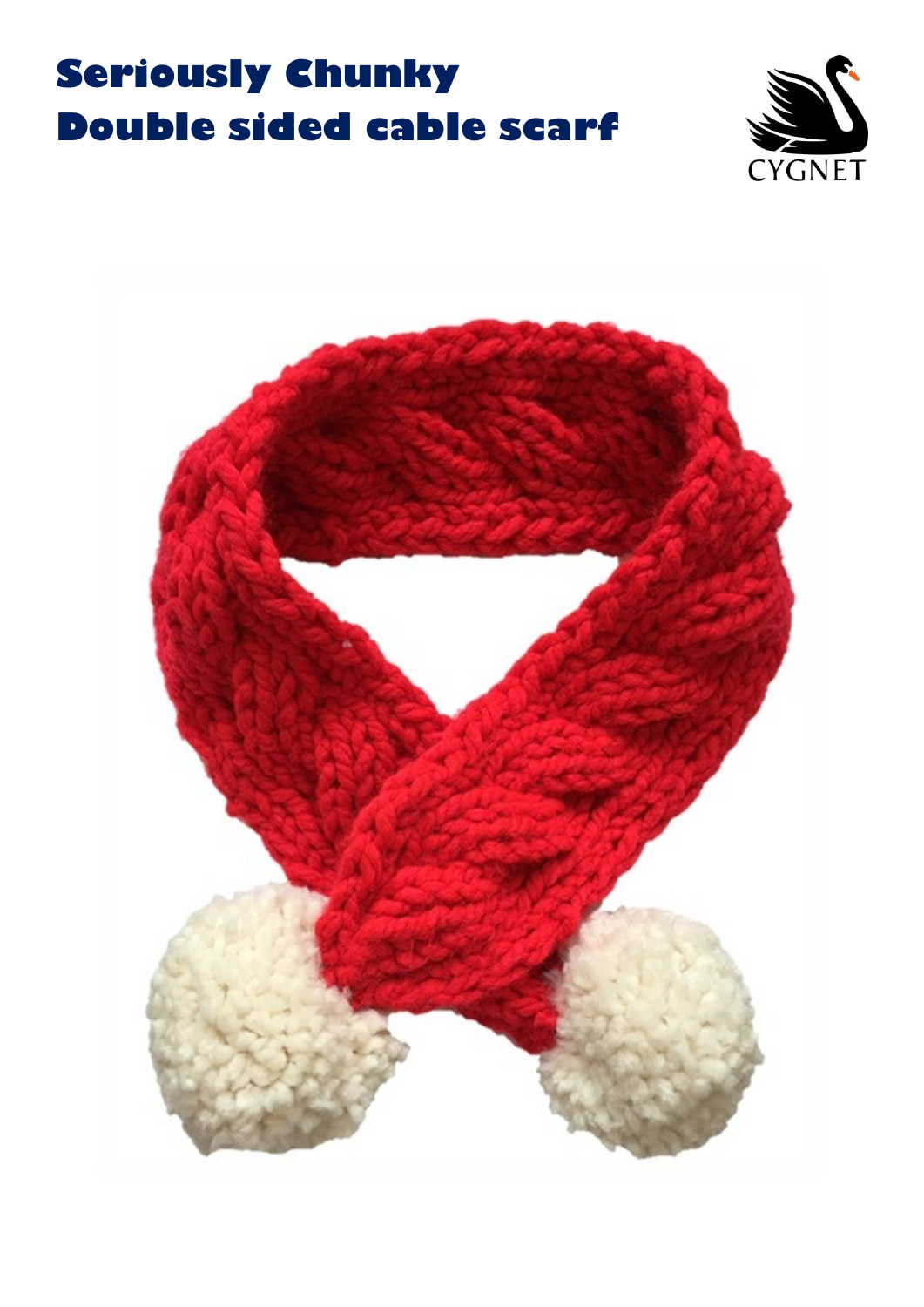# Seriously Chunky
# Double sided cable scarf

CYGNET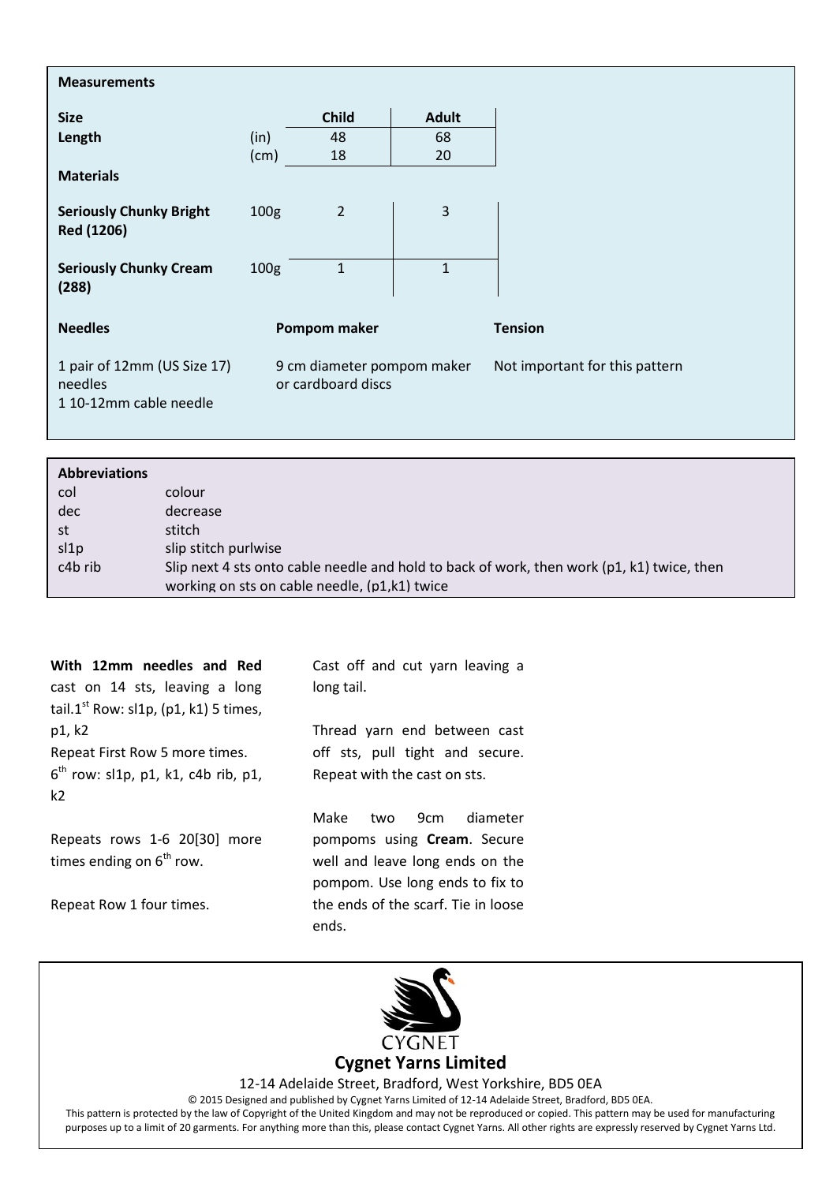## Measurements

| Size | | Child | Adult |
|---|---|---|---|
| Length | (in) | 48 | 68 |
| | (cm) | 18 | 20 |

## Materials

| | | | |
|---|---|---|---|
| **Seriously Chunky Bright Red (1206)** | 100g | 2 | 3 |
| **Seriously Chunky Cream (288)** | 100g | 1 | 1 |

| Needles | Pompom maker | Tension |
|---|---|---|
| 1 pair of 12mm (US Size 17) needles<br>1 10-12mm cable needle | 9 cm diameter pompom maker or cardboard discs | Not important for this pattern |

## Abbreviations

| | |
|---|---|
| col | colour |
| dec | decrease |
| st | stitch |
| sl1p | slip stitch purlwise |
| c4b rib | Slip next 4 sts onto cable needle and hold to back of work, then work (p1, k1) twice, then working on sts on cable needle, (p1,k1) twice |

**With 12mm needles and Red** cast on 14 sts, leaving a long tail. 1st Row: sl1p, (p1, k1) 5 times, p1, k2

Repeat First Row 5 more times.

6th row: sl1p, p1, k1, c4b rib, p1, k2

Repeats rows 1-6 20[30] more times ending on 6th row.

Repeat Row 1 four times.

Cast off and cut yarn leaving a long tail.

Thread yarn end between cast off sts, pull tight and secure. Repeat with the cast on sts.

Make two 9cm diameter pompoms using **Cream**. Secure well and leave long ends on the pompom. Use long ends to fix to the ends of the scarf. Tie in loose ends.

CYGNET

**Cygnet Yarns Limited**

12-14 Adelaide Street, Bradford, West Yorkshire, BD5 0EA

© 2015 Designed and published by Cygnet Yarns Limited of 12-14 Adelaide Street, Bradford, BD5 0EA.
This pattern is protected by the law of Copyright of the United Kingdom and may not be reproduced or copied. This pattern may be used for manufacturing purposes up to a limit of 20 garments. For anything more than this, please contact Cygnet Yarns. All other rights are expressly reserved by Cygnet Yarns Ltd.